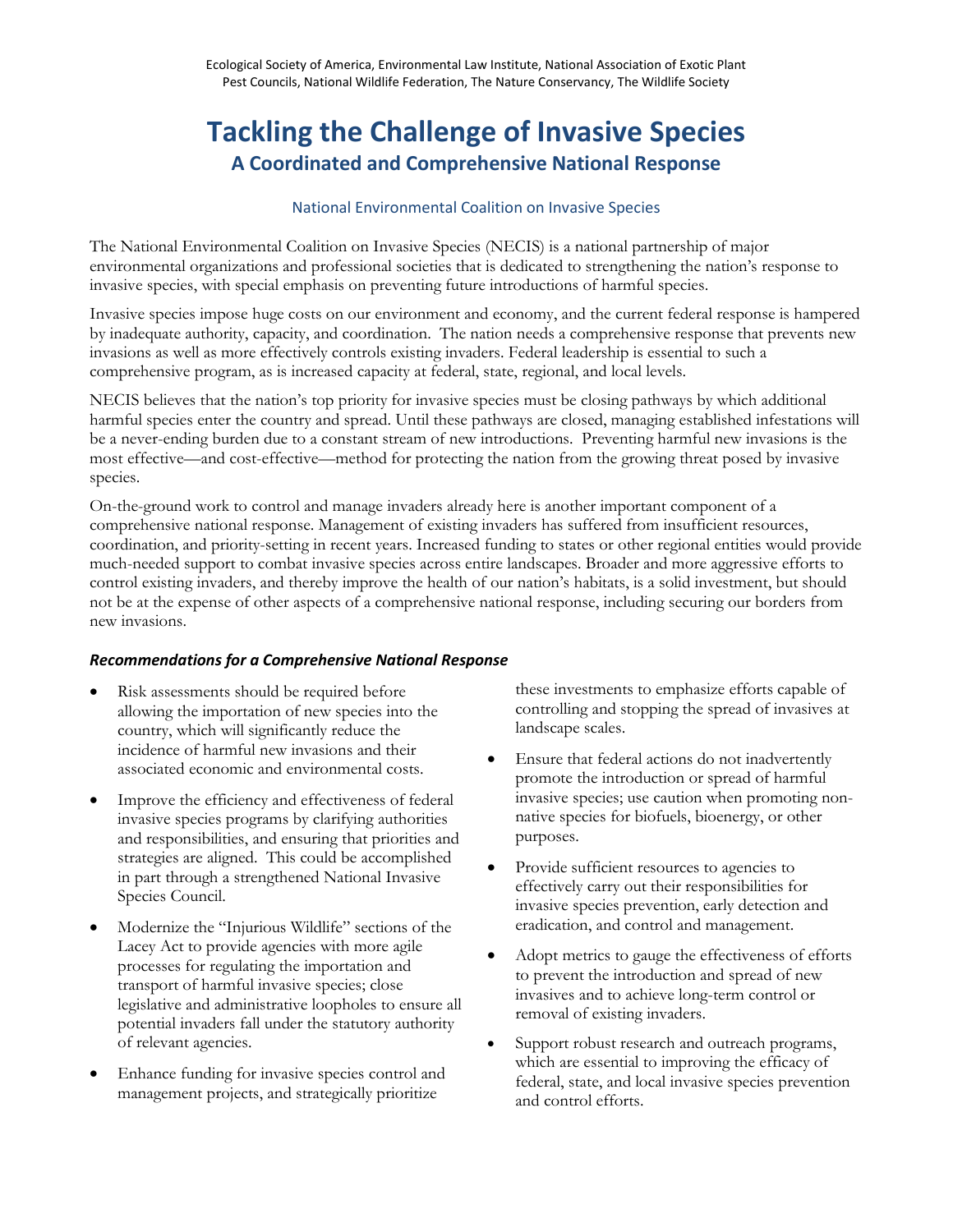Ecological Society of America, Environmental Law Institute, National Association of Exotic Plant Pest Councils, National Wildlife Federation, The Nature Conservancy, The Wildlife Society

# Tackling the Challenge of Invasive Species

## A Coordinated and Comprehensive National Response

National Environmental Coalition on Invasive Species

The National Environmental Coalition on Invasive Species (NECIS) is a national partnership of major environmental organizations and professional societies that is dedicated to strengthening the nation's response to invasive species, with special emphasis on preventing future introductions of harmful species.

Invasive species impose huge costs on our environment and economy, and the current federal response is hampered by inadequate authority, capacity, and coordination. The nation needs a comprehensive response that prevents new invasions as well as more effectively controls existing invaders. Federal leadership is essential to such a comprehensive program, as is increased capacity at federal, state, regional, and local levels.

NECIS believes that the nation's top priority for invasive species must be closing pathways by which additional harmful species enter the country and spread. Until these pathways are closed, managing established infestations will be a never-ending burden due to a constant stream of new introductions. Preventing harmful new invasions is the most effective—and cost-effective—method for protecting the nation from the growing threat posed by invasive species.

On-the-ground work to control and manage invaders already here is another important component of a comprehensive national response. Management of existing invaders has suffered from insufficient resources, coordination, and priority-setting in recent years. Increased funding to states or other regional entities would provide much-needed support to combat invasive species across entire landscapes. Broader and more aggressive efforts to control existing invaders, and thereby improve the health of our nation's habitats, is a solid investment, but should not be at the expense of other aspects of a comprehensive national response, including securing our borders from new invasions.

### *Recommendations for a Comprehensive National Response*

- Risk assessments should be required before allowing the importation of new species into the country, which will significantly reduce the incidence of harmful new invasions and their associated economic and environmental costs.
- Improve the efficiency and effectiveness of federal invasive species programs by clarifying authorities and responsibilities, and ensuring that priorities and strategies are aligned. This could be accomplished in part through a strengthened National Invasive Species Council.
- Modernize the "Injurious Wildlife" sections of the Lacey Act to provide agencies with more agile processes for regulating the importation and transport of harmful invasive species; close legislative and administrative loopholes to ensure all potential invaders fall under the statutory authority of relevant agencies.
- Enhance funding for invasive species control and management projects, and strategically prioritize these investments to emphasize efforts capable of controlling and stopping the spread of invasives at landscape scales.
- Ensure that federal actions do not inadvertently promote the introduction or spread of harmful invasive species; use caution when promoting non-native species for biofuels, bioenergy, or other purposes.
- Provide sufficient resources to agencies to effectively carry out their responsibilities for invasive species prevention, early detection and eradication, and control and management.
- Adopt metrics to gauge the effectiveness of efforts to prevent the introduction and spread of new invasives and to achieve long-term control or removal of existing invaders.
- Support robust research and outreach programs, which are essential to improving the efficacy of federal, state, and local invasive species prevention and control efforts.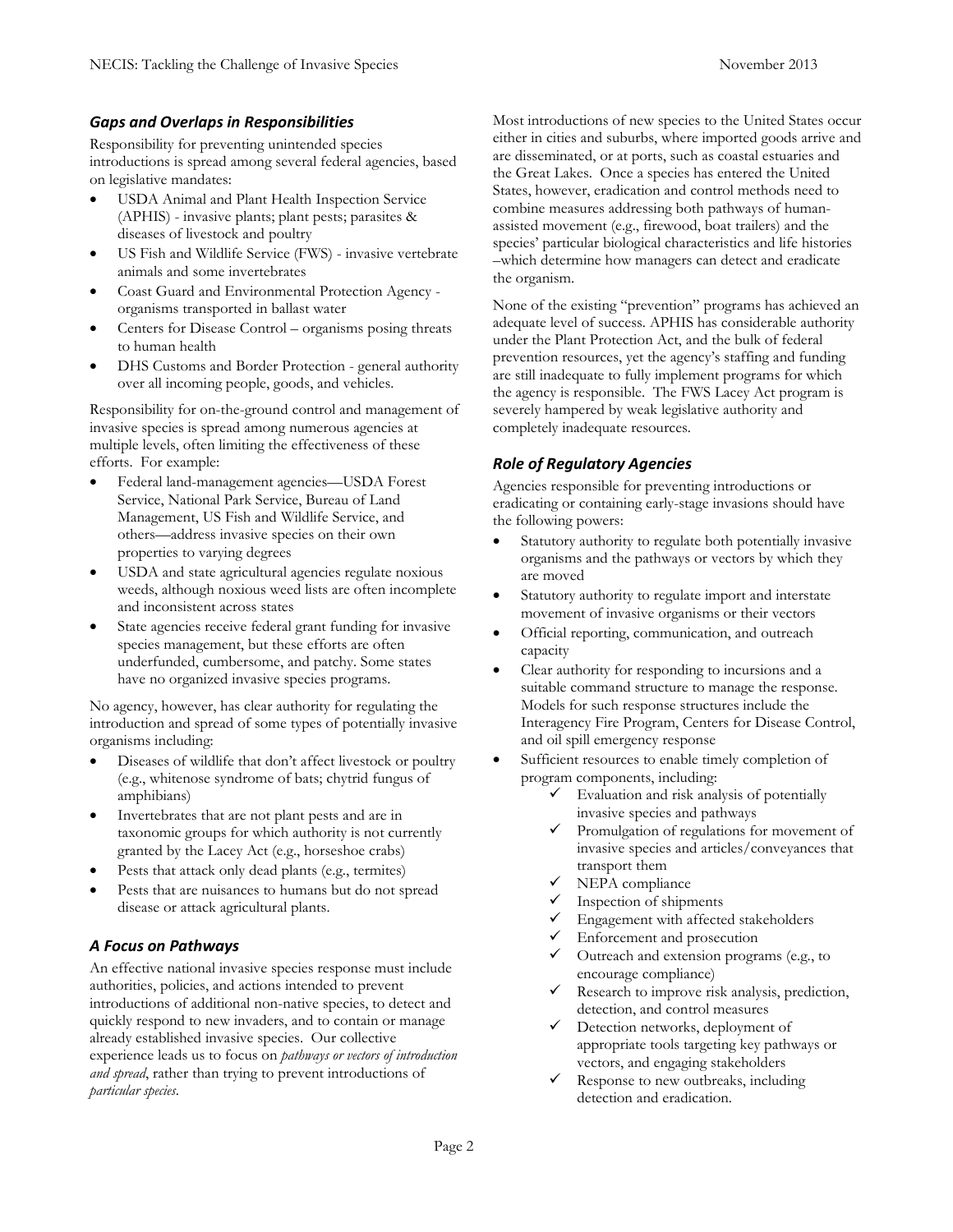### *Gaps and Overlaps in Responsibilities*

Responsibility for preventing unintended species introductions is spread among several federal agencies, based on legislative mandates:

- USDA Animal and Plant Health Inspection Service (APHIS) - invasive plants; plant pests; parasites & diseases of livestock and poultry
- US Fish and Wildlife Service (FWS) - invasive vertebrate animals and some invertebrates
- Coast Guard and Environmental Protection Agency - organisms transported in ballast water
- Centers for Disease Control – organisms posing threats to human health
- DHS Customs and Border Protection - general authority over all incoming people, goods, and vehicles.

Responsibility for on-the-ground control and management of invasive species is spread among numerous agencies at multiple levels, often limiting the effectiveness of these efforts. For example:

- Federal land-management agencies—USDA Forest Service, National Park Service, Bureau of Land Management, US Fish and Wildlife Service, and others—address invasive species on their own properties to varying degrees
- USDA and state agricultural agencies regulate noxious weeds, although noxious weed lists are often incomplete and inconsistent across states
- State agencies receive federal grant funding for invasive species management, but these efforts are often underfunded, cumbersome, and patchy. Some states have no organized invasive species programs.

No agency, however, has clear authority for regulating the introduction and spread of some types of potentially invasive organisms including:

- Diseases of wildlife that don't affect livestock or poultry (e.g., whitenose syndrome of bats; chytrid fungus of amphibians)
- Invertebrates that are not plant pests and are in taxonomic groups for which authority is not currently granted by the Lacey Act (e.g., horseshoe crabs)
- Pests that attack only dead plants (e.g., termites)
- Pests that are nuisances to humans but do not spread disease or attack agricultural plants.

### *A Focus on Pathways*

An effective national invasive species response must include authorities, policies, and actions intended to prevent introductions of additional non-native species, to detect and quickly respond to new invaders, and to contain or manage already established invasive species. Our collective experience leads us to focus on *pathways or vectors of introduction and spread*, rather than trying to prevent introductions of *particular species*.

Most introductions of new species to the United States occur either in cities and suburbs, where imported goods arrive and are disseminated, or at ports, such as coastal estuaries and the Great Lakes. Once a species has entered the United States, however, eradication and control methods need to combine measures addressing both pathways of human-assisted movement (e.g., firewood, boat trailers) and the species' particular biological characteristics and life histories –which determine how managers can detect and eradicate the organism.

None of the existing "prevention" programs has achieved an adequate level of success. APHIS has considerable authority under the Plant Protection Act, and the bulk of federal prevention resources, yet the agency's staffing and funding are still inadequate to fully implement programs for which the agency is responsible. The FWS Lacey Act program is severely hampered by weak legislative authority and completely inadequate resources.

### *Role of Regulatory Agencies*

Agencies responsible for preventing introductions or eradicating or containing early-stage invasions should have the following powers:

- Statutory authority to regulate both potentially invasive organisms and the pathways or vectors by which they are moved
- Statutory authority to regulate import and interstate movement of invasive organisms or their vectors
- Official reporting, communication, and outreach capacity
- Clear authority for responding to incursions and a suitable command structure to manage the response. Models for such response structures include the Interagency Fire Program, Centers for Disease Control, and oil spill emergency response
- Sufficient resources to enable timely completion of program components, including:
  - ✓ Evaluation and risk analysis of potentially invasive species and pathways
  - ✓ Promulgation of regulations for movement of invasive species and articles/conveyances that transport them
  - ✓ NEPA compliance
  - ✓ Inspection of shipments
  - ✓ Engagement with affected stakeholders
  - ✓ Enforcement and prosecution
  - ✓ Outreach and extension programs (e.g., to encourage compliance)
  - ✓ Research to improve risk analysis, prediction, detection, and control measures
  - ✓ Detection networks, deployment of appropriate tools targeting key pathways or vectors, and engaging stakeholders
  - ✓ Response to new outbreaks, including detection and eradication.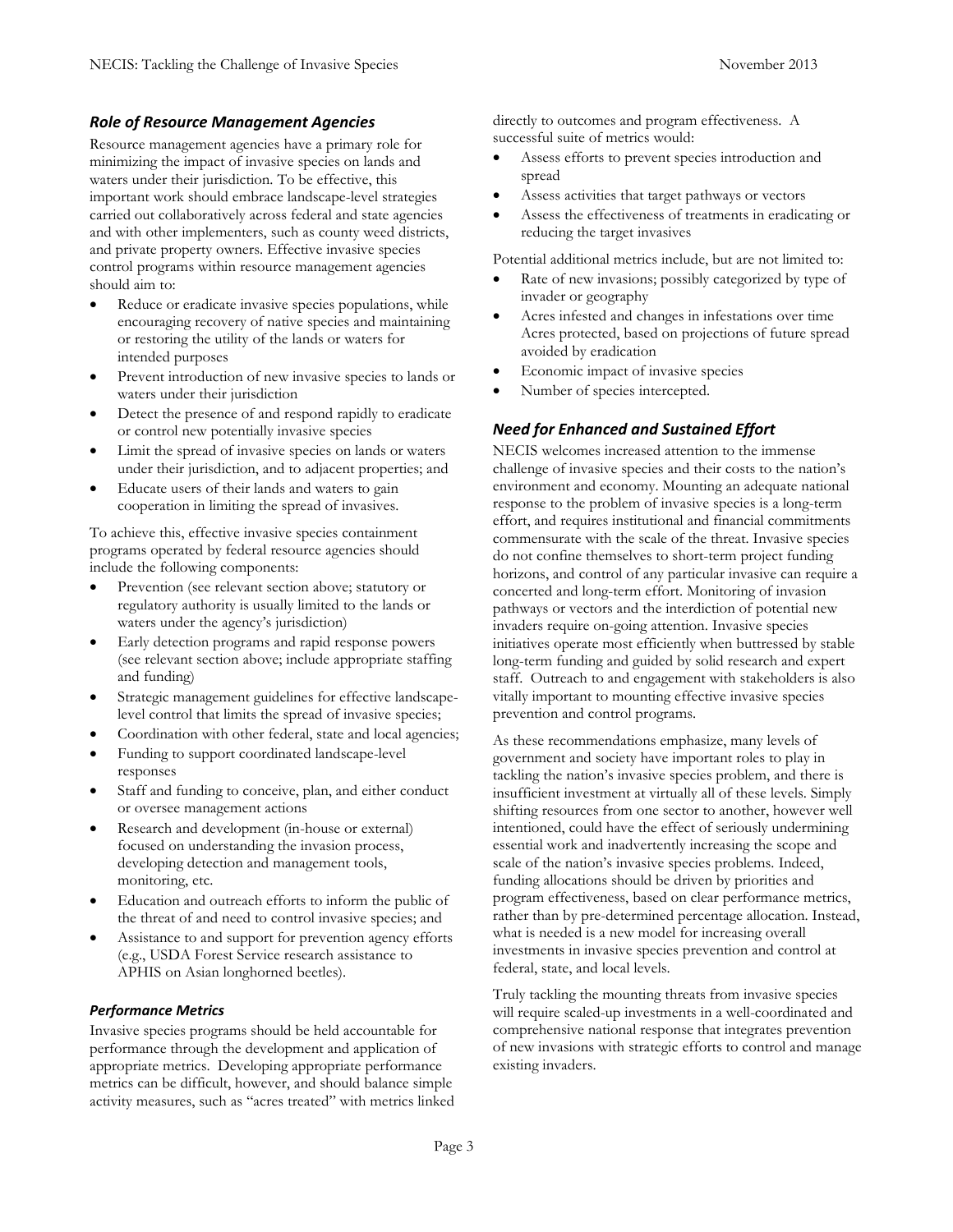### *Role of Resource Management Agencies*

Resource management agencies have a primary role for minimizing the impact of invasive species on lands and waters under their jurisdiction. To be effective, this important work should embrace landscape-level strategies carried out collaboratively across federal and state agencies and with other implementers, such as county weed districts, and private property owners. Effective invasive species control programs within resource management agencies should aim to:

- Reduce or eradicate invasive species populations, while encouraging recovery of native species and maintaining or restoring the utility of the lands or waters for intended purposes
- Prevent introduction of new invasive species to lands or waters under their jurisdiction
- Detect the presence of and respond rapidly to eradicate or control new potentially invasive species
- Limit the spread of invasive species on lands or waters under their jurisdiction, and to adjacent properties; and
- Educate users of their lands and waters to gain cooperation in limiting the spread of invasives.

To achieve this, effective invasive species containment programs operated by federal resource agencies should include the following components:

- Prevention (see relevant section above; statutory or regulatory authority is usually limited to the lands or waters under the agency's jurisdiction)
- Early detection programs and rapid response powers (see relevant section above; include appropriate staffing and funding)
- Strategic management guidelines for effective landscape-level control that limits the spread of invasive species;
- Coordination with other federal, state and local agencies;
- Funding to support coordinated landscape-level responses
- Staff and funding to conceive, plan, and either conduct or oversee management actions
- Research and development (in-house or external) focused on understanding the invasion process, developing detection and management tools, monitoring, etc.
- Education and outreach efforts to inform the public of the threat of and need to control invasive species; and
- Assistance to and support for prevention agency efforts (e.g., USDA Forest Service research assistance to APHIS on Asian longhorned beetles).

#### *Performance Metrics*

Invasive species programs should be held accountable for performance through the development and application of appropriate metrics. Developing appropriate performance metrics can be difficult, however, and should balance simple activity measures, such as "acres treated" with metrics linked directly to outcomes and program effectiveness. A successful suite of metrics would:

- Assess efforts to prevent species introduction and spread
- Assess activities that target pathways or vectors
- Assess the effectiveness of treatments in eradicating or reducing the target invasives

Potential additional metrics include, but are not limited to:

- Rate of new invasions; possibly categorized by type of invader or geography
- Acres infested and changes in infestations over time Acres protected, based on projections of future spread avoided by eradication
- Economic impact of invasive species
- Number of species intercepted.

### *Need for Enhanced and Sustained Effort*

NECIS welcomes increased attention to the immense challenge of invasive species and their costs to the nation's environment and economy. Mounting an adequate national response to the problem of invasive species is a long-term effort, and requires institutional and financial commitments commensurate with the scale of the threat. Invasive species do not confine themselves to short-term project funding horizons, and control of any particular invasive can require a concerted and long-term effort. Monitoring of invasion pathways or vectors and the interdiction of potential new invaders require on-going attention. Invasive species initiatives operate most efficiently when buttressed by stable long-term funding and guided by solid research and expert staff. Outreach to and engagement with stakeholders is also vitally important to mounting effective invasive species prevention and control programs.

As these recommendations emphasize, many levels of government and society have important roles to play in tackling the nation's invasive species problem, and there is insufficient investment at virtually all of these levels. Simply shifting resources from one sector to another, however well intentioned, could have the effect of seriously undermining essential work and inadvertently increasing the scope and scale of the nation's invasive species problems. Indeed, funding allocations should be driven by priorities and program effectiveness, based on clear performance metrics, rather than by pre-determined percentage allocation. Instead, what is needed is a new model for increasing overall investments in invasive species prevention and control at federal, state, and local levels.

Truly tackling the mounting threats from invasive species will require scaled-up investments in a well-coordinated and comprehensive national response that integrates prevention of new invasions with strategic efforts to control and manage existing invaders.